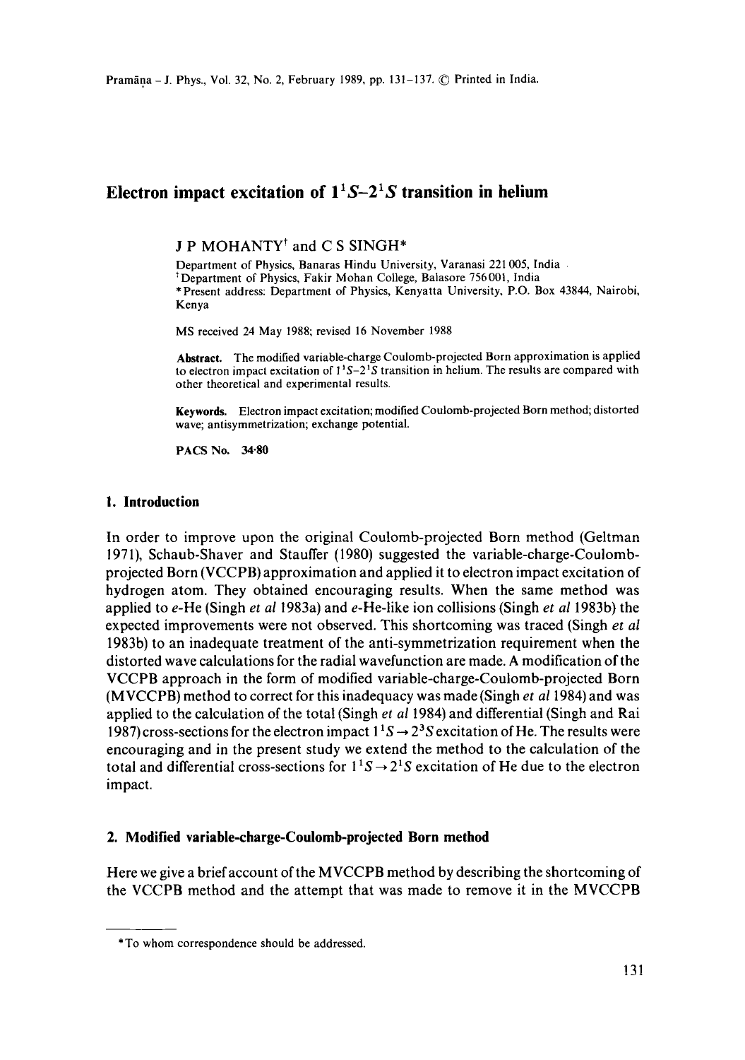# Electron impact excitation of $1^1S$–$2^1S$ transition in helium

J P MOHANTY[†] and C S SINGH*

Department of Physics, Banaras Hindu University, Varanasi 221 005, India
[†]Department of Physics, Fakir Mohan College, Balasore 756 001, India
*Present address: Department of Physics, Kenyatta University, P.O. Box 43844, Nairobi, Kenya

MS received 24 May 1988; revised 16 November 1988

**Abstract.** The modified variable-charge Coulomb-projected Born approximation is applied to electron impact excitation of $1^1S$–$2^1S$ transition in helium. The results are compared with other theoretical and experimental results.

**Keywords.** Electron impact excitation; modified Coulomb-projected Born method; distorted wave; antisymmetrization; exchange potential.

**PACS No.** 34·80

## 1. Introduction

In order to improve upon the original Coulomb-projected Born method (Geltman 1971), Schaub-Shaver and Stauffer (1980) suggested the variable-charge-Coulomb-projected Born (VCCPB) approximation and applied it to electron impact excitation of hydrogen atom. They obtained encouraging results. When the same method was applied to *e*-He (Singh *et al* 1983a) and *e*-He-like ion collisions (Singh *et al* 1983b) the expected improvements were not observed. This shortcoming was traced (Singh *et al* 1983b) to an inadequate treatment of the anti-symmetrization requirement when the distorted wave calculations for the radial wavefunction are made. A modification of the VCCPB approach in the form of modified variable-charge-Coulomb-projected Born (MVCCPB) method to correct for this inadequacy was made (Singh *et al* 1984) and was applied to the calculation of the total (Singh *et al* 1984) and differential (Singh and Rai 1987) cross-sections for the electron impact $1^1S \rightarrow 2^3S$ excitation of He. The results were encouraging and in the present study we extend the method to the calculation of the total and differential cross-sections for $1^1S \rightarrow 2^1S$ excitation of He due to the electron impact.

## 2. Modified variable-charge-Coulomb-projected Born method

Here we give a brief account of the MVCCPB method by describing the shortcoming of the VCCPB method and the attempt that was made to remove it in the MVCCPB

---

*To whom correspondence should be addressed.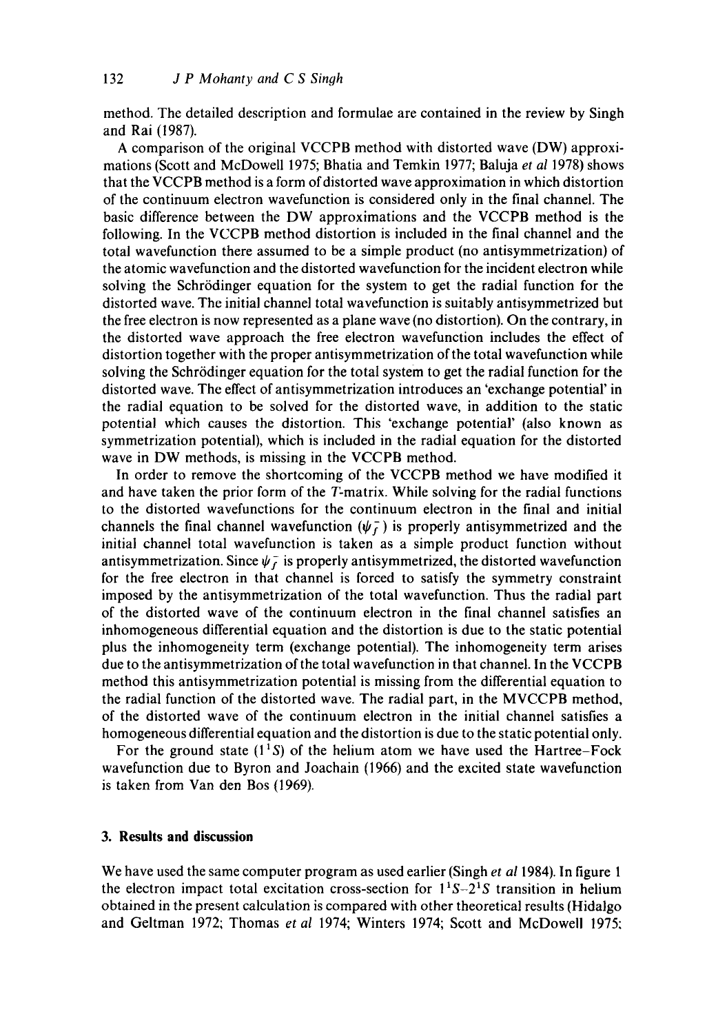method. The detailed description and formulae are contained in the review by Singh and Rai (1987).

A comparison of the original VCCPB method with distorted wave (DW) approximations (Scott and McDowell 1975; Bhatia and Temkin 1977; Baluja *et al* 1978) shows that the VCCPB method is a form of distorted wave approximation in which distortion of the continuum electron wavefunction is considered only in the final channel. The basic difference between the DW approximations and the VCCPB method is the following. In the VCCPB method distortion is included in the final channel and the total wavefunction there assumed to be a simple product (no antisymmetrization) of the atomic wavefunction and the distorted wavefunction for the incident electron while solving the Schrödinger equation for the system to get the radial function for the distorted wave. The initial channel total wavefunction is suitably antisymmetrized but the free electron is now represented as a plane wave (no distortion). On the contrary, in the distorted wave approach the free electron wavefunction includes the effect of distortion together with the proper antisymmetrization of the total wavefunction while solving the Schrödinger equation for the total system to get the radial function for the distorted wave. The effect of antisymmetrization introduces an 'exchange potential' in the radial equation to be solved for the distorted wave, in addition to the static potential which causes the distortion. This 'exchange potential' (also known as symmetrization potential), which is included in the radial equation for the distorted wave in DW methods, is missing in the VCCPB method.

In order to remove the shortcoming of the VCCPB method we have modified it and have taken the prior form of the $T$-matrix. While solving for the radial functions to the distorted wavefunctions for the continuum electron in the final and initial channels the final channel wavefunction ($\psi_f^-$) is properly antisymmetrized and the initial channel total wavefunction is taken as a simple product function without antisymmetrization. Since $\psi_f^-$ is properly antisymmetrized, the distorted wavefunction for the free electron in that channel is forced to satisfy the symmetry constraint imposed by the antisymmetrization of the total wavefunction. Thus the radial part of the distorted wave of the continuum electron in the final channel satisfies an inhomogeneous differential equation and the distortion is due to the static potential plus the inhomogeneity term (exchange potential). The inhomogeneity term arises due to the antisymmetrization of the total wavefunction in that channel. In the VCCPB method this antisymmetrization potential is missing from the differential equation to the radial function of the distorted wave. The radial part, in the MVCCPB method, of the distorted wave of the continuum electron in the initial channel satisfies a homogeneous differential equation and the distortion is due to the static potential only.

For the ground state ($1^1S$) of the helium atom we have used the Hartree–Fock wavefunction due to Byron and Joachain (1966) and the excited state wavefunction is taken from Van den Bos (1969).

## 3. Results and discussion

We have used the same computer program as used earlier (Singh *et al* 1984). In figure 1 the electron impact total excitation cross-section for $1^1S$–$2^1S$ transition in helium obtained in the present calculation is compared with other theoretical results (Hidalgo and Geltman 1972; Thomas *et al* 1974; Winters 1974; Scott and McDowell 1975;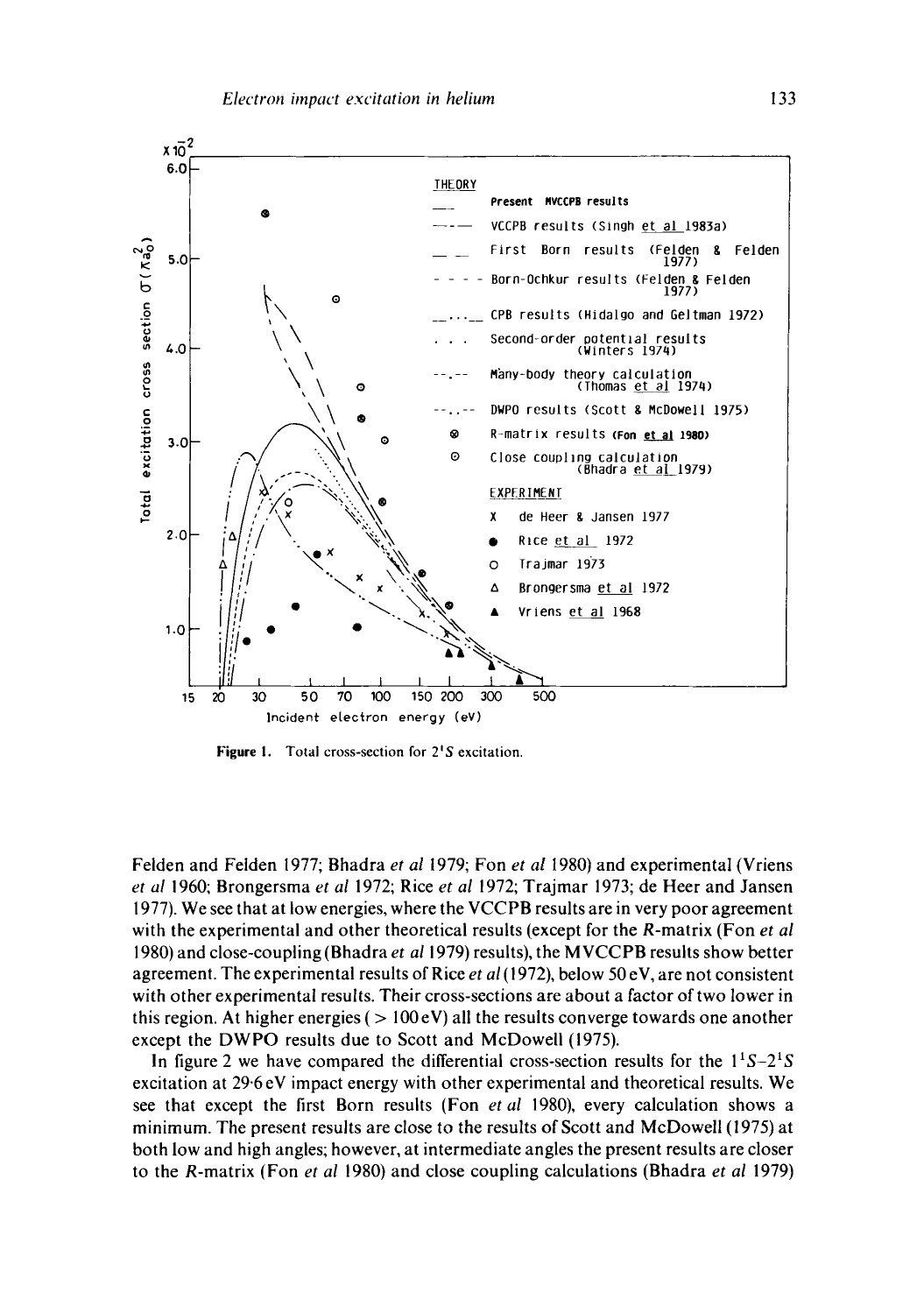Figure 1. Total cross-section for $2^1S$ excitation.

Felden and Felden 1977; Bhadra *et al* 1979; Fon *et al* 1980) and experimental (Vriens *et al* 1960; Brongersma *et al* 1972; Rice *et al* 1972; Trajmar 1973; de Heer and Jansen 1977). We see that at low energies, where the VCCPB results are in very poor agreement with the experimental and other theoretical results (except for the *R*-matrix (Fon *et al* 1980) and close-coupling (Bhadra *et al* 1979) results), the MVCCPB results show better agreement. The experimental results of Rice *et al* (1972), below 50 eV, are not consistent with other experimental results. Their cross-sections are about a factor of two lower in this region. At higher energies ($> 100$ eV) all the results converge towards one another except the DWPO results due to Scott and McDowell (1975).

In figure 2 we have compared the differential cross-section results for the $1^1S$–$2^1S$ excitation at 29·6 eV impact energy with other experimental and theoretical results. We see that except the first Born results (Fon *et al* 1980), every calculation shows a minimum. The present results are close to the results of Scott and McDowell (1975) at both low and high angles; however, at intermediate angles the present results are closer to the *R*-matrix (Fon *et al* 1980) and close coupling calculations (Bhadra *et al* 1979)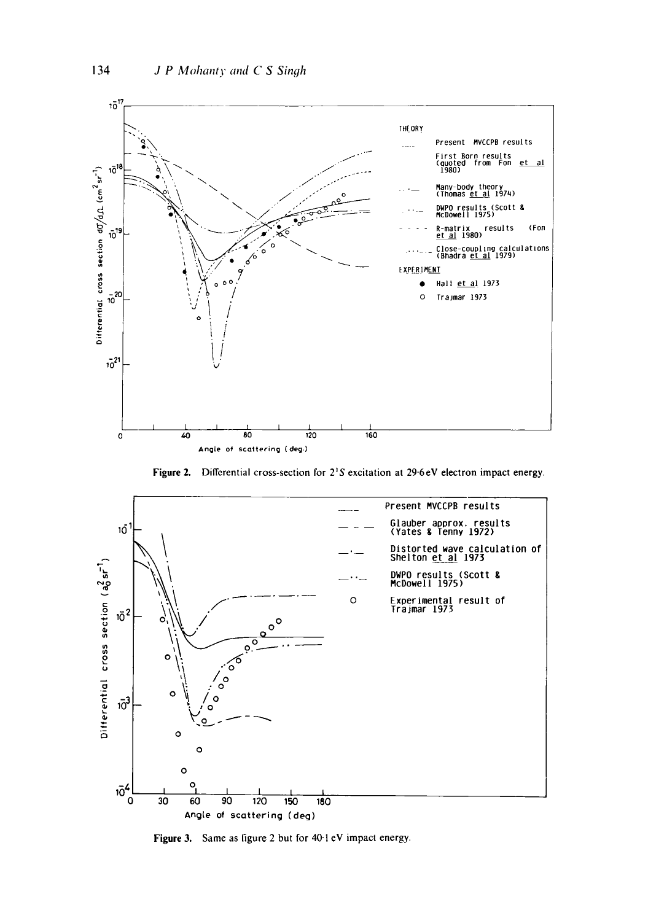**Figure 2.** Differential cross-section for $2^1S$ excitation at 29·6 eV electron impact energy.

**Figure 3.** Same as figure 2 but for 40·1 eV impact energy.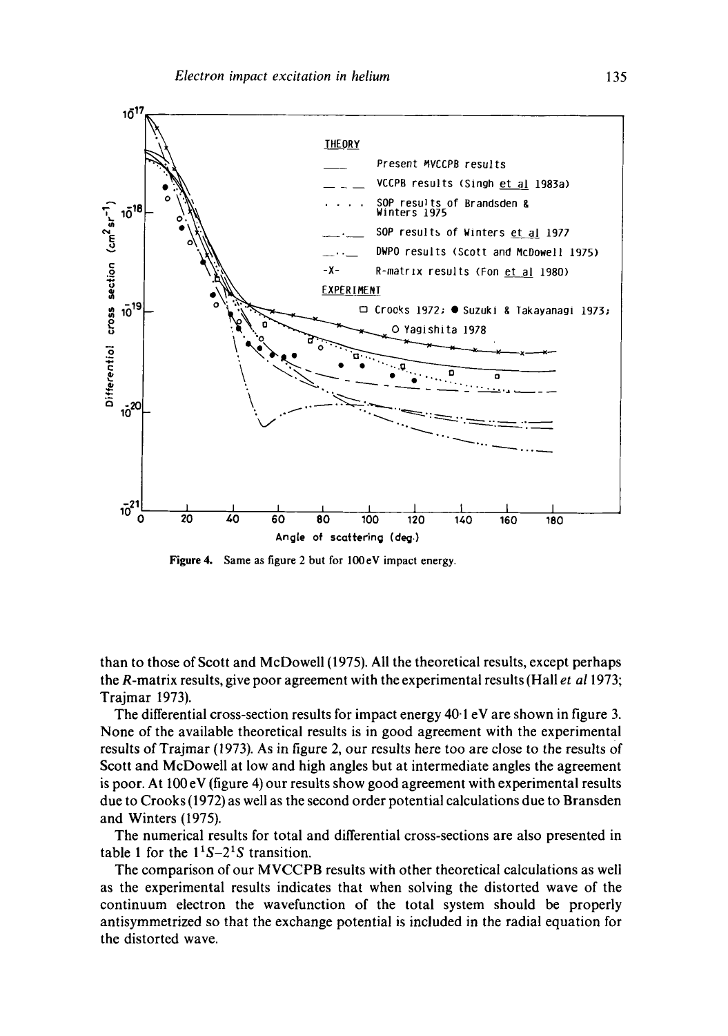Figure 4. Same as figure 2 but for 100 eV impact energy.

than to those of Scott and McDowell (1975). All the theoretical results, except perhaps the *R*-matrix results, give poor agreement with the experimental results (Hall *et al* 1973; Trajmar 1973).

The differential cross-section results for impact energy 40·1 eV are shown in figure 3. None of the available theoretical results is in good agreement with the experimental results of Trajmar (1973). As in figure 2, our results here too are close to the results of Scott and McDowell at low and high angles but at intermediate angles the agreement is poor. At 100 eV (figure 4) our results show good agreement with experimental results due to Crooks (1972) as well as the second order potential calculations due to Bransden and Winters (1975).

The numerical results for total and differential cross-sections are also presented in table 1 for the $1^1S$–$2^1S$ transition.

The comparison of our MVCCPB results with other theoretical calculations as well as the experimental results indicates that when solving the distorted wave of the continuum electron the wavefunction of the total system should be properly antisymmetrized so that the exchange potential is included in the radial equation for the distorted wave.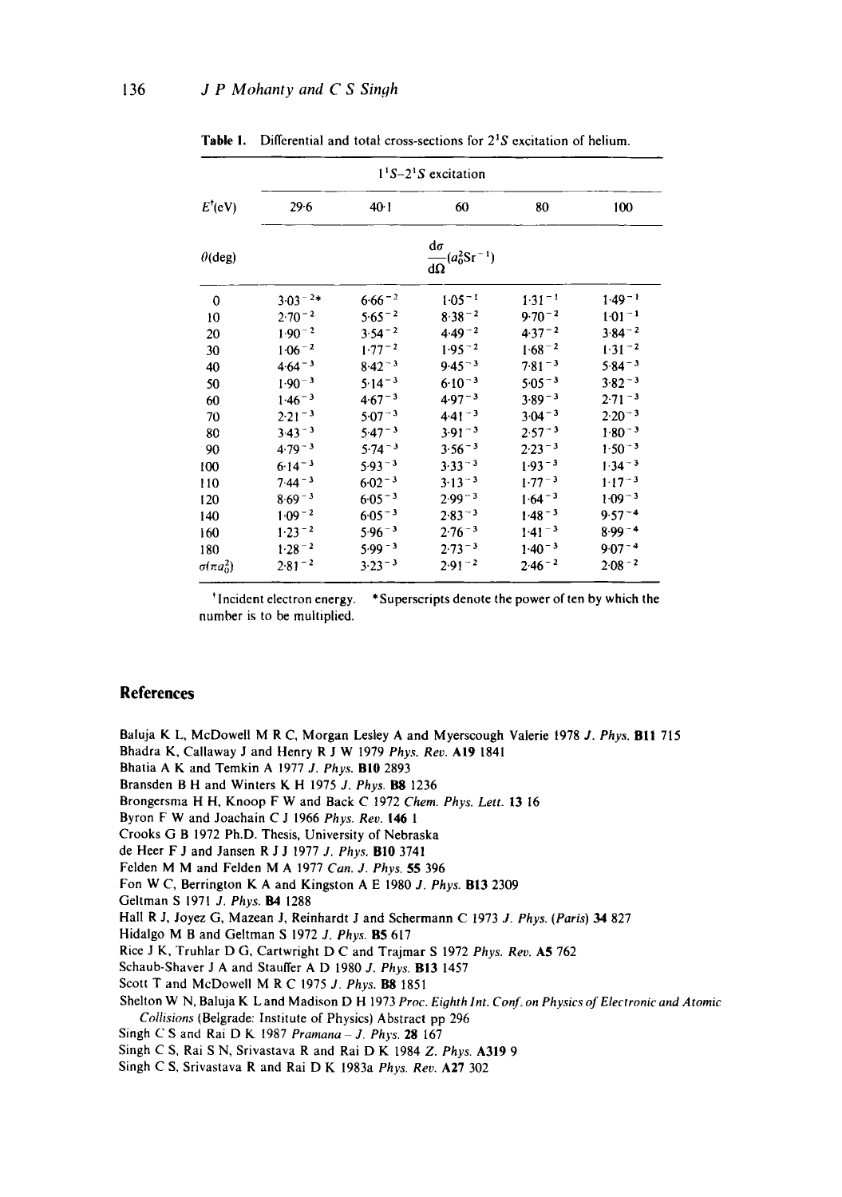**Table 1.** Differential and total cross-sections for $2^1S$ excitation of helium.

| | $1^1S$–$2^1S$ excitation | | | | |
|---|---|---|---|---|---|
| $E^{\dagger}$(eV) | 29·6 | 40·1 | 60 | 80 | 100 |
| $\theta$(deg) | $\frac{d\sigma}{d\Omega}(a_0^2 \mathrm{Sr}^{-1})$ | | | | |
| 0 | $3.03^{-2}$* | $6.66^{-2}$ | $1.05^{-1}$ | $1.31^{-1}$ | $1.49^{-1}$ |
| 10 | $2.70^{-2}$ | $5.65^{-2}$ | $8.38^{-2}$ | $9.70^{-2}$ | $1.01^{-1}$ |
| 20 | $1.90^{-2}$ | $3.54^{-2}$ | $4.49^{-2}$ | $4.37^{-2}$ | $3.84^{-2}$ |
| 30 | $1.06^{-2}$ | $1.77^{-2}$ | $1.95^{-2}$ | $1.68^{-2}$ | $1.31^{-2}$ |
| 40 | $4.64^{-3}$ | $8.42^{-3}$ | $9.45^{-3}$ | $7.81^{-3}$ | $5.84^{-3}$ |
| 50 | $1.90^{-3}$ | $5.14^{-3}$ | $6.10^{-3}$ | $5.05^{-3}$ | $3.82^{-3}$ |
| 60 | $1.46^{-3}$ | $4.67^{-3}$ | $4.97^{-3}$ | $3.89^{-3}$ | $2.71^{-3}$ |
| 70 | $2.21^{-3}$ | $5.07^{-3}$ | $4.41^{-3}$ | $3.04^{-3}$ | $2.20^{-3}$ |
| 80 | $3.43^{-3}$ | $5.47^{-3}$ | $3.91^{-3}$ | $2.57^{-3}$ | $1.80^{-3}$ |
| 90 | $4.79^{-3}$ | $5.74^{-3}$ | $3.56^{-3}$ | $2.23^{-3}$ | $1.50^{-3}$ |
| 100 | $6.14^{-3}$ | $5.93^{-3}$ | $3.33^{-3}$ | $1.93^{-3}$ | $1.34^{-3}$ |
| 110 | $7.44^{-3}$ | $6.02^{-3}$ | $3.13^{-3}$ | $1.77^{-3}$ | $1.17^{-3}$ |
| 120 | $8.69^{-3}$ | $6.05^{-3}$ | $2.99^{-3}$ | $1.64^{-3}$ | $1.09^{-3}$ |
| 140 | $1.09^{-2}$ | $6.05^{-3}$ | $2.83^{-3}$ | $1.48^{-3}$ | $9.57^{-4}$ |
| 160 | $1.23^{-2}$ | $5.96^{-3}$ | $2.76^{-3}$ | $1.41^{-3}$ | $8.99^{-4}$ |
| 180 | $1.28^{-2}$ | $5.99^{-3}$ | $2.73^{-3}$ | $1.40^{-3}$ | $9.07^{-4}$ |
| $\sigma(\pi a_0^2)$ | $2.81^{-2}$ | $3.23^{-3}$ | $2.91^{-2}$ | $2.46^{-2}$ | $2.08^{-2}$ |

$^{\dagger}$Incident electron energy. *Superscripts denote the power of ten by which the number is to be multiplied.

## References

Baluja K L, McDowell M R C, Morgan Lesley A and Myerscough Valerie 1978 *J. Phys.* **B11** 715
Bhadra K, Callaway J and Henry R J W 1979 *Phys. Rev.* **A19** 1841
Bhatia A K and Temkin A 1977 *J. Phys.* **B10** 2893
Bransden B H and Winters K H 1975 *J. Phys.* **B8** 1236
Brongersma H H, Knoop F W and Back C 1972 *Chem. Phys. Lett.* **13** 16
Byron F W and Joachain C J 1966 *Phys. Rev.* **146** 1
Crooks G B 1972 Ph.D. Thesis, University of Nebraska
de Heer F J and Jansen R J J 1977 *J. Phys.* **B10** 3741
Felden M M and Felden M A 1977 *Can. J. Phys.* **55** 396
Fon W C, Berrington K A and Kingston A E 1980 *J. Phys.* **B13** 2309
Geltman S 1971 *J. Phys.* **B4** 1288
Hall R J, Joyez G, Mazean J, Reinhardt J and Schermann C 1973 *J. Phys. (Paris)* **34** 827
Hidalgo M B and Geltman S 1972 *J. Phys.* **B5** 617
Rice J K, Truhlar D G, Cartwright D C and Trajmar S 1972 *Phys. Rev.* **A5** 762
Schaub-Shaver J A and Stauffer A D 1980 *J. Phys.* **B13** 1457
Scott T and McDowell M R C 1975 *J. Phys.* **B8** 1851
Shelton W N, Baluja K L and Madison D H 1973 *Proc. Eighth Int. Conf. on Physics of Electronic and Atomic Collisions* (Belgrade: Institute of Physics) Abstract pp 296
Singh C S and Rai D K 1987 *Pramana – J. Phys.* **28** 167
Singh C S, Rai S N, Srivastava R and Rai D K 1984 *Z. Phys.* **A319** 9
Singh C S, Srivastava R and Rai D K 1983a *Phys. Rev.* **A27** 302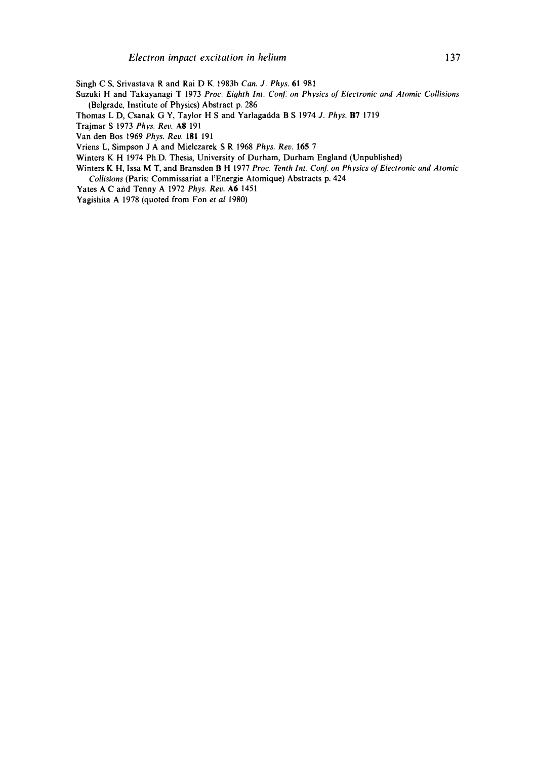Singh C S, Srivastava R and Rai D K 1983b *Can. J. Phys.* **61** 981

Suzuki H and Takayanagi T 1973 *Proc. Eighth Int. Conf. on Physics of Electronic and Atomic Collisions* (Belgrade, Institute of Physics) Abstract p. 286

Thomas L D, Csanak G Y, Taylor H S and Yarlagadda B S 1974 *J. Phys.* **B7** 1719

Trajmar S 1973 *Phys. Rev.* **A8** 191

Van den Bos 1969 *Phys. Rev.* **181** 191

Vriens L, Simpson J A and Mielczarek S R 1968 *Phys. Rev.* **165** 7

Winters K H 1974 Ph.D. Thesis, University of Durham, Durham England (Unpublished)

Winters K H, Issa M T, and Bransden B H 1977 *Proc. Tenth Int. Conf. on Physics of Electronic and Atomic Collisions* (Paris: Commissariat a l'Energie Atomique) Abstracts p. 424

Yates A C and Tenny A 1972 *Phys. Rev.* **A6** 1451

Yagishita A 1978 (quoted from Fon *et al* 1980)